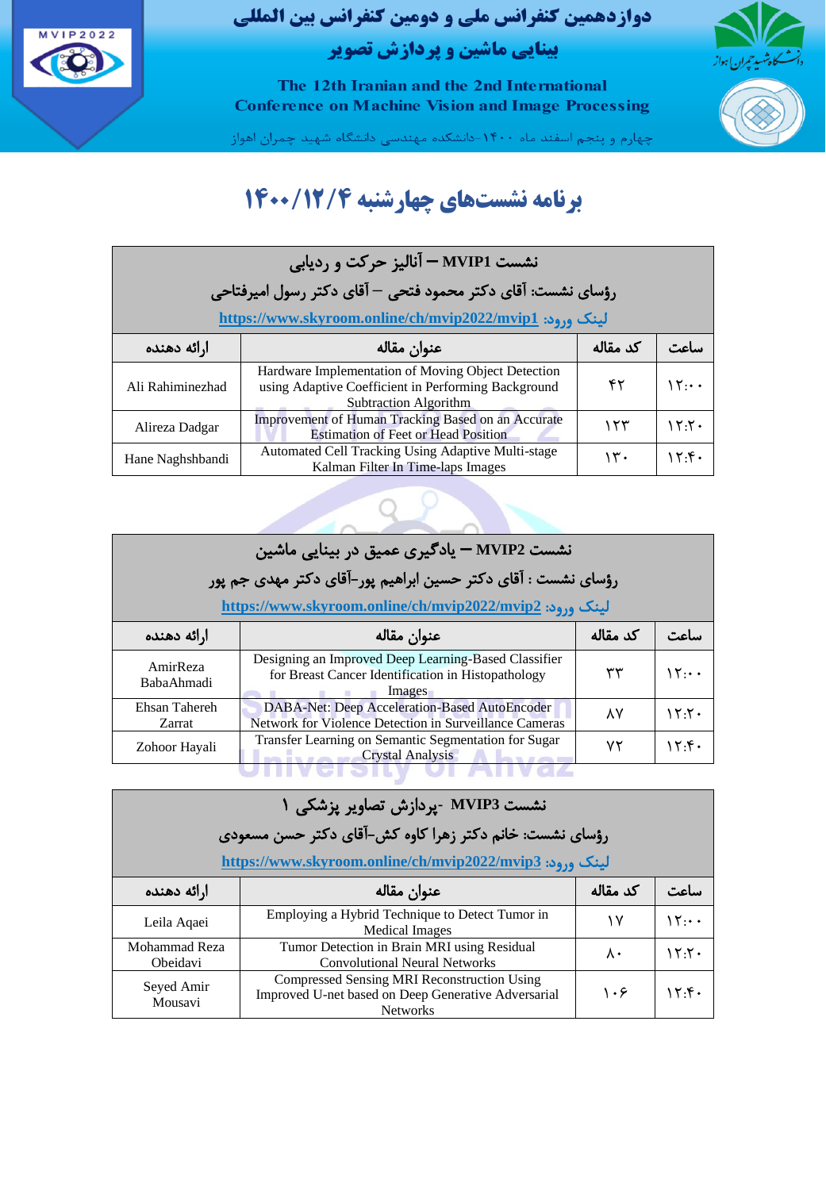# دوازدهمین کنفرانس ملی و دومین کنفرانس بین المللی بینایی ماشین و پردازش تصویر

The 12th Iranian and the 2nd International Conference on Machine Vision and Image Processing

چهارم و پنجم اسفند ماه ۱۴۰۰-دانشکده مهندسی دانشگاه شهید چمران اهواز

## برنامه نشست‌های چهارشنبه ۱۴۰۰/۱۲/۴

| نشست MVIP1 – آنالیز حرکت و ردیابی<br>رؤسای نشست: آقای دکتر محمود فتحی – آقای دکتر رسول امیرفتاحی<br>لینک ورود: https://www.skyroom.online/ch/mvip2022/mvip1 | | | |
|---|---|---|---|
| ساعت | کد مقاله | عنوان مقاله | ارائه دهنده |
| ۱۲:۰۰ | ۴۲ | Hardware Implementation of Moving Object Detection using Adaptive Coefficient in Performing Background Subtraction Algorithm | Ali Rahiminezhad |
| ۱۲:۲۰ | ۱۲۳ | Improvement of Human Tracking Based on an Accurate Estimation of Feet or Head Position | Alireza Dadgar |
| ۱۲:۴۰ | ۱۳۰ | Automated Cell Tracking Using Adaptive Multi-stage Kalman Filter In Time-laps Images | Hane Naghshbandi |

| نشست MVIP2 – یادگیری عمیق در بینایی ماشین<br>رؤسای نشست : آقای دکتر حسین ابراهیم پور-آقای دکتر مهدی جم پور<br>لینک ورود: https://www.skyroom.online/ch/mvip2022/mvip2 | | | |
|---|---|---|---|
| ساعت | کد مقاله | عنوان مقاله | ارائه دهنده |
| ۱۲:۰۰ | ۳۳ | Designing an Improved Deep Learning-Based Classifier for Breast Cancer Identification in Histopathology Images | AmirReza BabaAhmadi |
| ۱۲:۲۰ | ۸۷ | DABA-Net: Deep Acceleration-Based AutoEncoder Network for Violence Detection in Surveillance Cameras | Ehsan Tahereh Zarrat |
| ۱۲:۴۰ | ۷۲ | Transfer Learning on Semantic Segmentation for Sugar Crystal Analysis | Zohoor Hayali |

| نشست MVIP3 -پردازش تصاویر پزشکی ۱<br>رؤسای نشست: خانم دکتر زهرا کاوه کش-آقای دکتر حسن مسعودی<br>لینک ورود: https://www.skyroom.online/ch/mvip2022/mvip3 | | | |
|---|---|---|---|
| ساعت | کد مقاله | عنوان مقاله | ارائه دهنده |
| ۱۲:۰۰ | ۱۷ | Employing a Hybrid Technique to Detect Tumor in Medical Images | Leila Aqaei |
| ۱۲:۲۰ | ۸۰ | Tumor Detection in Brain MRI using Residual Convolutional Neural Networks | Mohammad Reza Obeidavi |
| ۱۲:۴۰ | ۱۰۶ | Compressed Sensing MRI Reconstruction Using Improved U-net based on Deep Generative Adversarial Networks | Seyed Amir Mousavi |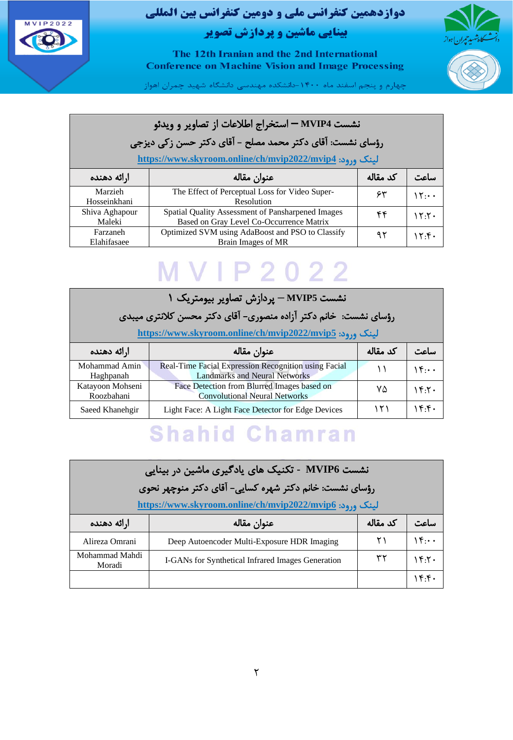| نشست MVIP4 – استخراج اطلاعات از تصاویر و ویدئو | | | |
|---|---|---|---|
| رؤسای نشست: آقای دکتر محمد مصلح - آقای دکتر حسن زکی دیزجی | | | |
| لینک ورود: https://www.skyroom.online/ch/mvip2022/mvip4 | | | |
| ساعت | کد مقاله | عنوان مقاله | ارائه دهنده |
| ۱۲:۰۰ | ۶۳ | The Effect of Perceptual Loss for Video Super-Resolution | Marzieh Hosseinkhani |
| ۱۲:۲۰ | ۴۴ | Spatial Quality Assessment of Pansharpened Images Based on Gray Level Co-Occurrence Matrix | Shiva Aghapour Maleki |
| ۱۲:۴۰ | ۹۲ | Optimized SVM using AdaBoost and PSO to Classify Brain Images of MR | Farzaneh Elahifasaee |

| نشست MVIP5 – پردازش تصاویر بیومتریک ۱ | | | |
|---|---|---|---|
| رؤسای نشست: خانم دکتر آزاده منصوری- آقای دکتر محسن کلانتری میبدی | | | |
| لینک ورود: https://www.skyroom.online/ch/mvip2022/mvip5 | | | |
| ساعت | کد مقاله | عنوان مقاله | ارائه دهنده |
| ۱۴:۰۰ | ۱۱ | Real-Time Facial Expression Recognition using Facial Landmarks and Neural Networks | Mohammad Amin Haghpanah |
| ۱۴:۲۰ | ۷۵ | Face Detection from Blurred Images based on Convolutional Neural Networks | Katayoon Mohseni Roozbahani |
| ۱۴:۴۰ | ۱۲۱ | Light Face: A Light Face Detector for Edge Devices | Saeed Khanehgir |

| نشست MVIP6 - تکنیک های یادگیری ماشین در بینایی | | | |
|---|---|---|---|
| رؤسای نشست: خانم دکتر شهره کسایی- آقای دکتر منوچهر نحوی | | | |
| لینک ورود: https://www.skyroom.online/ch/mvip2022/mvip6 | | | |
| ساعت | کد مقاله | عنوان مقاله | ارائه دهنده |
| ۱۴:۰۰ | ۲۱ | Deep Autoencoder Multi-Exposure HDR Imaging | Alireza Omrani |
| ۱۴:۲۰ | ۳۲ | I-GANs for Synthetical Infrared Images Generation | Mohammad Mahdi Moradi |
| ۱۴:۴۰ | | | |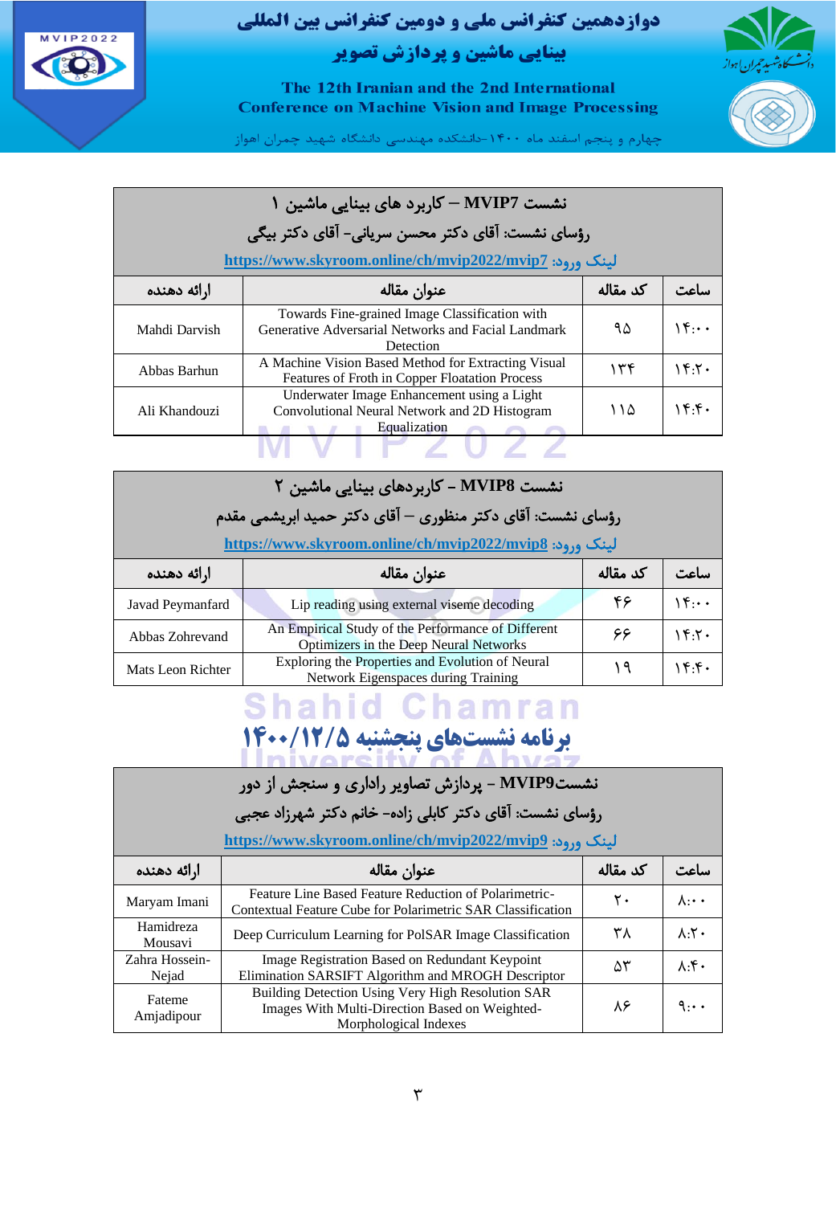| نشست MVIP7 – کاربرد های بینایی ماشین ۱ | | | |
|---|---|---|---|
| رؤسای نشست: آقای دکتر محسن سریانی- آقای دکتر بیگی | | | |
| لینک ورود: https://www.skyroom.online/ch/mvip2022/mvip7 | | | |
| ساعت | کد مقاله | عنوان مقاله | ارائه دهنده |
| ۱۴:۰۰ | ۹۵ | Towards Fine-grained Image Classification with Generative Adversarial Networks and Facial Landmark Detection | Mahdi Darvish |
| ۱۴:۲۰ | ۱۳۴ | A Machine Vision Based Method for Extracting Visual Features of Froth in Copper Floatation Process | Abbas Barhun |
| ۱۴:۴۰ | ۱۱۵ | Underwater Image Enhancement using a Light Convolutional Neural Network and 2D Histogram Equalization | Ali Khandouzi |

| نشست MVIP8 – کاربردهای بینایی ماشین ۲ | | | |
|---|---|---|---|
| رؤسای نشست: آقای دکتر منظوری – آقای دکتر حمید ابریشمی مقدم | | | |
| لینک ورود: https://www.skyroom.online/ch/mvip2022/mvip8 | | | |
| ساعت | کد مقاله | عنوان مقاله | ارائه دهنده |
| ۱۴:۰۰ | ۴۶ | Lip reading using external viseme decoding | Javad Peymanfard |
| ۱۴:۲۰ | ۶۶ | An Empirical Study of the Performance of Different Optimizers in the Deep Neural Networks | Abbas Zohrevand |
| ۱۴:۴۰ | ۱۹ | Exploring the Properties and Evolution of Neural Network Eigenspaces during Training | Mats Leon Richter |

## برنامه نشست‌های پنجشنبه ۱۴۰۰/۱۲/۵

| نشستMVIP9 – پردازش تصاویر راداری و سنجش از دور | | | |
|---|---|---|---|
| رؤسای نشست: آقای دکتر کابلی زاده- خانم دکتر شهرزاد عجبی | | | |
| لینک ورود: https://www.skyroom.online/ch/mvip2022/mvip9 | | | |
| ساعت | کد مقاله | عنوان مقاله | ارائه دهنده |
| ۸:۰۰ | ۲۰ | Feature Line Based Feature Reduction of Polarimetric-Contextual Feature Cube for Polarimetric SAR Classification | Maryam Imani |
| ۸:۲۰ | ۳۸ | Deep Curriculum Learning for PolSAR Image Classification | Hamidreza Mousavi |
| ۸:۴۰ | ۵۳ | Image Registration Based on Redundant Keypoint Elimination SARSIFT Algorithm and MROGH Descriptor | Zahra Hossein-Nejad |
| ۹:۰۰ | ۸۶ | Building Detection Using Very High Resolution SAR Images With Multi-Direction Based on Weighted-Morphological Indexes | Fateme Amjadipour |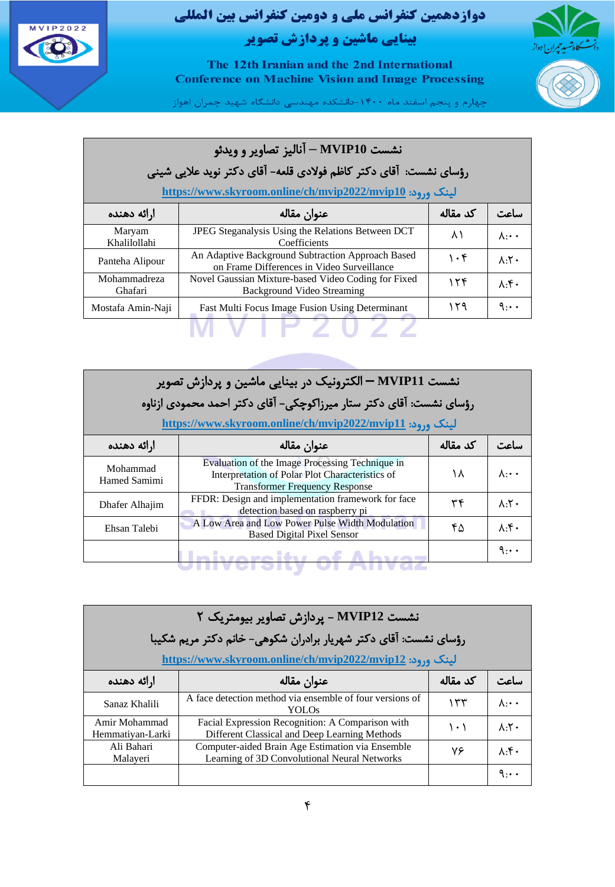## نشست MVIP10 – آنالیز تصاویر و ویدئو

رؤسای نشست: آقای دکتر کاظم فولادی قلعه- آقای دکتر نوید علایی شینی

لینک ورود: https://www.skyroom.online/ch/mvip2022/mvip10

| ساعت | کد مقاله | عنوان مقاله | ارائه دهنده |
|---|---|---|---|
| ۸:۰۰ | ۸۱ | JPEG Steganalysis Using the Relations Between DCT Coefficients | Maryam Khalilollahi |
| ۸:۲۰ | ۱۰۴ | An Adaptive Background Subtraction Approach Based on Frame Differences in Video Surveillance | Panteha Alipour |
| ۸:۴۰ | ۱۲۴ | Novel Gaussian Mixture-based Video Coding for Fixed Background Video Streaming | Mohammadreza Ghafari |
| ۹:۰۰ | ۱۲۹ | Fast Multi Focus Image Fusion Using Determinant | Mostafa Amin-Naji |

## نشست MVIP11 – الکترونیک در بینایی ماشین و پردازش تصویر

رؤسای نشست: آقای دکتر ستار میرزاکوچکی- آقای دکتر احمد محمودی ازناوه

لینک ورود: https://www.skyroom.online/ch/mvip2022/mvip11

| ساعت | کد مقاله | عنوان مقاله | ارائه دهنده |
|---|---|---|---|
| ۸:۰۰ | ۱۸ | Evaluation of the Image Processing Technique in Interpretation of Polar Plot Characteristics of Transformer Frequency Response | Mohammad Hamed Samimi |
| ۸:۲۰ | ۳۴ | FFDR: Design and implementation framework for face detection based on raspberry pi | Dhafer Alhajim |
| ۸:۴۰ | ۴۵ | A Low Area and Low Power Pulse Width Modulation Based Digital Pixel Sensor | Ehsan Talebi |
| ۹:۰۰ | | | |

## نشست MVIP12 - پردازش تصاویر بیومتریک ۲

رؤسای نشست: آقای دکتر شهریار برادران شکوهی- خانم دکتر مریم شکیبا

لینک ورود: https://www.skyroom.online/ch/mvip2022/mvip12

| ساعت | کد مقاله | عنوان مقاله | ارائه دهنده |
|---|---|---|---|
| ۸:۰۰ | ۱۳۳ | A face detection method via ensemble of four versions of YOLOs | Sanaz Khalili |
| ۸:۲۰ | ۱۰۱ | Facial Expression Recognition: A Comparison with Different Classical and Deep Learning Methods | Amir Mohammad Hemmatiyan-Larki |
| ۸:۴۰ | ۷۶ | Computer-aided Brain Age Estimation via Ensemble Learning of 3D Convolutional Neural Networks | Ali Bahari Malayeri |
| ۹:۰۰ | | | |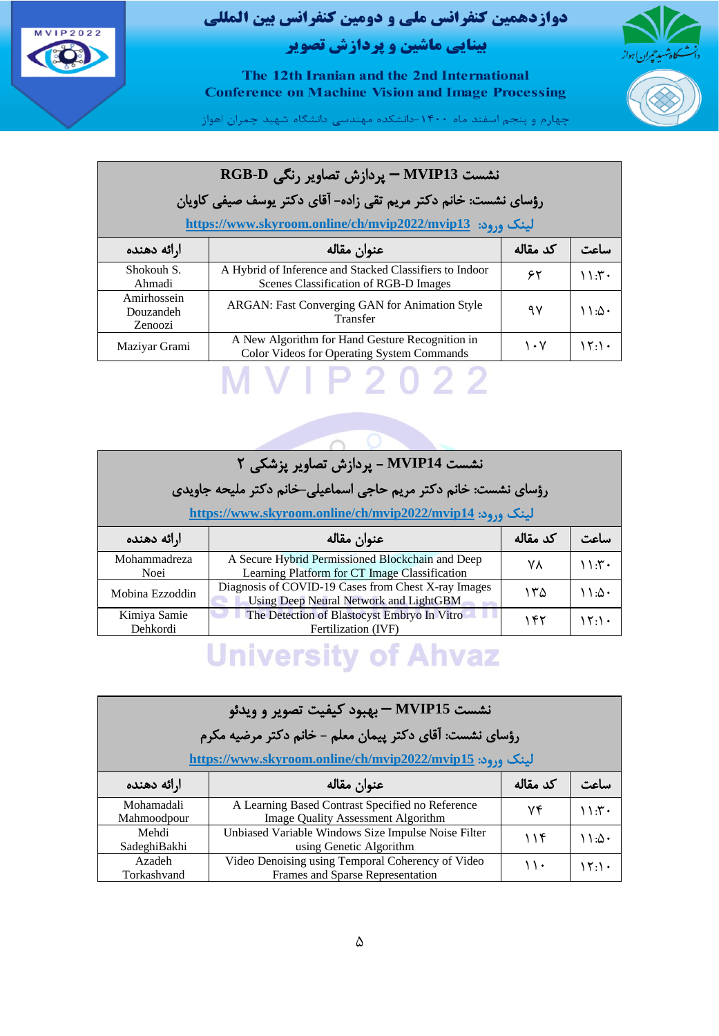| نشست MVIP13 – پردازش تصاویر رنگی RGB-D | | | |
|---|---|---|---|
| رؤسای نشست: خانم دکتر مریم تقی زاده- آقای دکتر یوسف صیفی کاویان | | | |
| لینک ورود: https://www.skyroom.online/ch/mvip2022/mvip13 | | | |
| ارائه دهنده | عنوان مقاله | کد مقاله | ساعت |
| Shokouh S. Ahmadi | A Hybrid of Inference and Stacked Classifiers to Indoor Scenes Classification of RGB-D Images | ۶۲ | ۱۱:۳۰ |
| Amirhossein Douzandeh Zenoozi | ARGAN: Fast Converging GAN for Animation Style Transfer | ۹۷ | ۱۱:۵۰ |
| Maziyar Grami | A New Algorithm for Hand Gesture Recognition in Color Videos for Operating System Commands | ۱۰۷ | ۱۲:۱۰ |

| نشست MVIP14 - پردازش تصاویر پزشکی ۲ | | | |
|---|---|---|---|
| رؤسای نشست: خانم دکتر مریم حاجی اسماعیلی–خانم دکتر ملیحه جاویدی | | | |
| لینک ورود: https://www.skyroom.online/ch/mvip2022/mvip14 | | | |
| ارائه دهنده | عنوان مقاله | کد مقاله | ساعت |
| Mohammadreza Noei | A Secure Hybrid Permissioned Blockchain and Deep Learning Platform for CT Image Classification | ۷۸ | ۱۱:۳۰ |
| Mobina Ezzoddin | Diagnosis of COVID-19 Cases from Chest X-ray Images Using Deep Neural Network and LightGBM | ۱۳۵ | ۱۱:۵۰ |
| Kimiya Samie Dehkordi | The Detection of Blastocyst Embryo In Vitro Fertilization (IVF) | ۱۴۲ | ۱۲:۱۰ |

| نشست MVIP15 – بهبود کیفیت تصویر و ویدئو | | | |
|---|---|---|---|
| رؤسای نشست: آقای دکتر پیمان معلم - خانم دکتر مرضیه مکرم | | | |
| لینک ورود: https://www.skyroom.online/ch/mvip2022/mvip15 | | | |
| ارائه دهنده | عنوان مقاله | کد مقاله | ساعت |
| Mohamadali Mahmoodpour | A Learning Based Contrast Specified no Reference Image Quality Assessment Algorithm | ۷۴ | ۱۱:۳۰ |
| Mehdi SadeghiBakhi | Unbiased Variable Windows Size Impulse Noise Filter using Genetic Algorithm | ۱۱۴ | ۱۱:۵۰ |
| Azadeh Torkashvand | Video Denoising using Temporal Coherency of Video Frames and Sparse Representation | ۱۱۰ | ۱۲:۱۰ |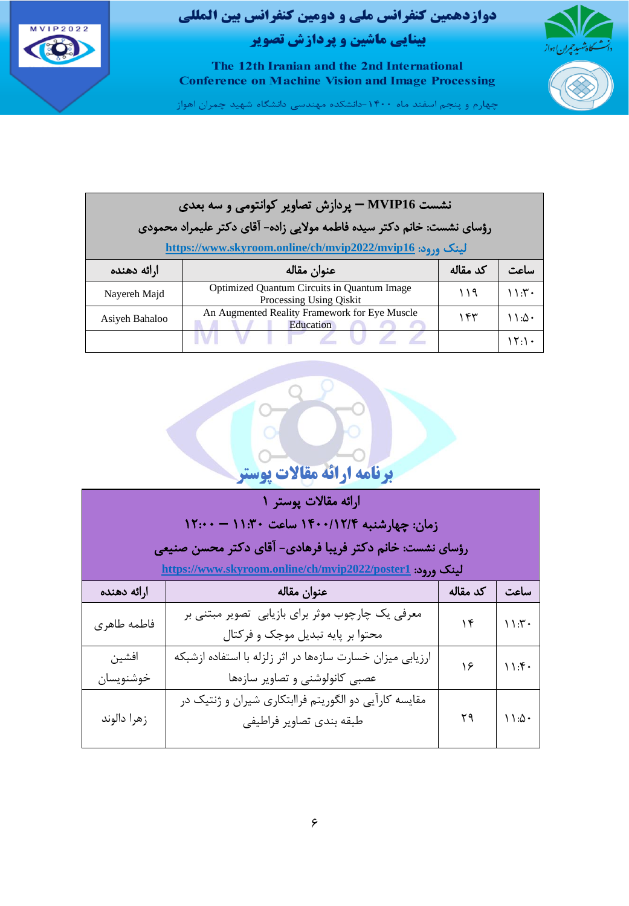| نشست MVIP16 – پردازش تصاویر کوانتومی و سه بعدی | | | |
|---|---|---|---|
| رؤسای نشست: خانم دکتر سیده فاطمه مولایی زاده- آقای دکتر علیمراد محمودی | | | |
| لینک ورود: https://www.skyroom.online/ch/mvip2022/mvip16 | | | |
| ساعت | کد مقاله | عنوان مقاله | ارائه دهنده |
| ۱۱:۳۰ | ۱۱۹ | Optimized Quantum Circuits in Quantum Image Processing Using Qiskit | Nayereh Majd |
| ۱۱:۵۰ | ۱۴۳ | An Augmented Reality Framework for Eye Muscle Education | Asiyeh Bahaloo |
| ۱۲:۱۰ | | | |

## برنامه ارائه مقالات پوستر

| ارائه مقالات پوستر ۱ | | | |
|---|---|---|---|
| زمان: چهارشنبه ۱۴۰۰/۱۲/۴ ساعت ۱۱:۳۰ – ۱۲:۰۰ | | | |
| رؤسای نشست: خانم دکتر فریبا فرهادی- آقای دکتر محسن صنیعی | | | |
| لینک ورود: https://www.skyroom.online/ch/mvip2022/poster1 | | | |
| ساعت | کد مقاله | عنوان مقاله | ارائه دهنده |
| ۱۱:۳۰ | ۱۴ | معرفی یک چارچوب موثر برای بازیابی تصویر مبتنی بر محتوا بر پایه تبدیل موجک و فرکتال | فاطمه طاهری |
| ۱۱:۴۰ | ۱۶ | ارزیابی میزان خسارت سازه‌ها در اثر زلزله با استفاده ازشبکه عصبی کانولوشنی و تصاویر سازه‌ها | افشین خوشنویسان |
| ۱۱:۵۰ | ۲۹ | مقایسه کارآیی دو الگوریتم فراابتکاری شیران و ژنتیک در طبقه بندی تصاویر فراطیفی | زهرا دالوند |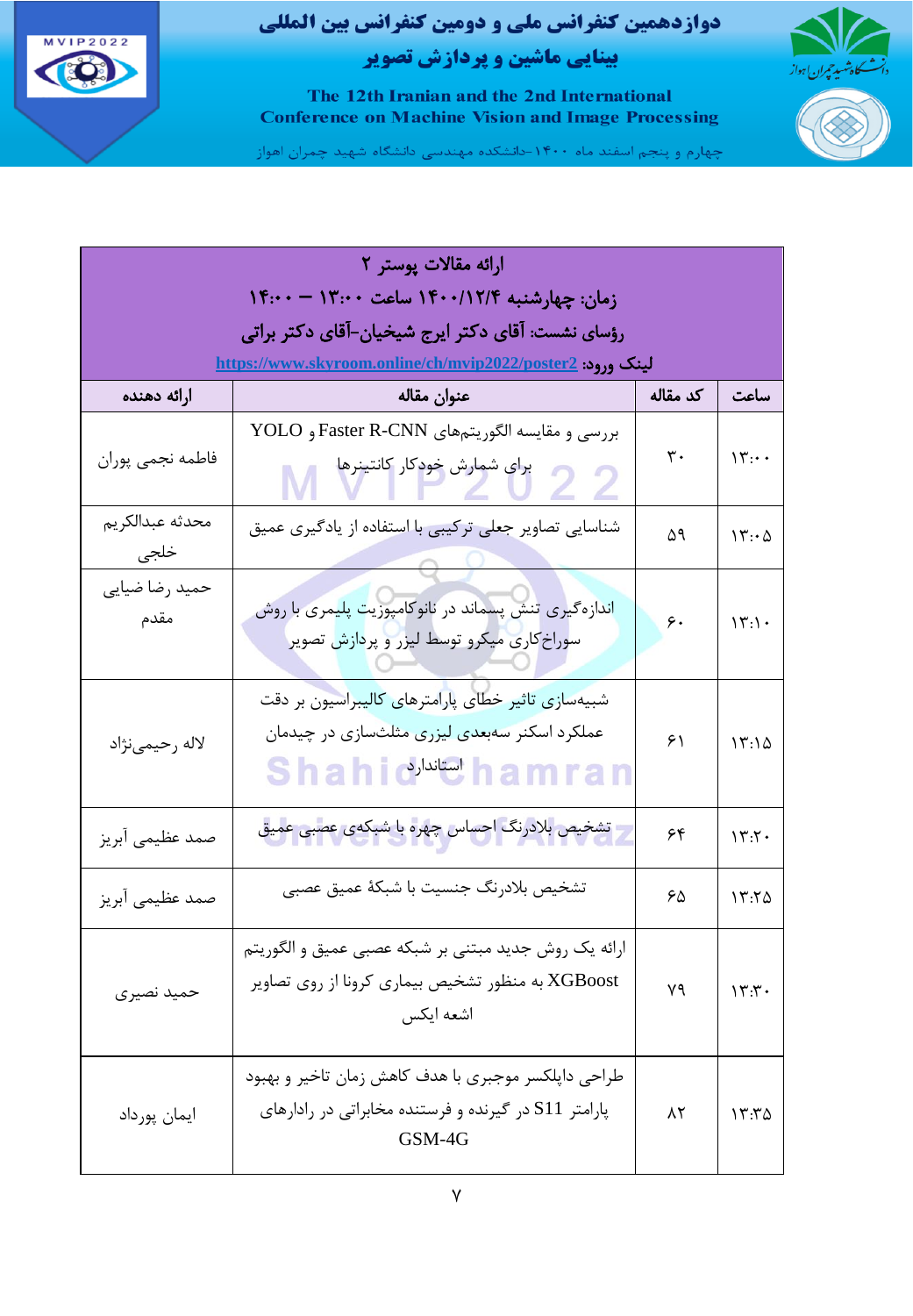| ارائه مقالات پوستر ۲ | | | |
| --- | --- | --- | --- |
| زمان: چهارشنبه ۱۴۰۰/۱۲/۴ ساعت ۱۳:۰۰ – ۱۴:۰۰ | | | |
| رؤسای نشست: آقای دکتر ایرج شیخیان-آقای دکتر براتی | | | |
| لینک ورود: https://www.skyroom.online/ch/mvip2022/poster2 | | | |
| ساعت | کد مقاله | عنوان مقاله | ارائه دهنده |
| ۱۳:۰۰ | ۳۰ | بررسی و مقایسه الگوریتم‌های Faster R-CNN و YOLO برای شمارش خودکار کانتینرها | فاطمه نجمی پوران |
| ۱۳:۰۵ | ۵۹ | شناسایی تصاویر جعلی ترکیبی با استفاده از یادگیری عمیق | محدثه عبدالکریم خلجی |
| ۱۳:۱۰ | ۶۰ | اندازه‌گیری تنش پسماند در نانوکامپوزیت پلیمری با روش سوراخ‌کاری میکرو توسط لیزر و پردازش تصویر | حمید رضا ضیایی مقدم |
| ۱۳:۱۵ | ۶۱ | شبیه‌سازی تاثیر خطای پارامترهای کالیبراسیون بر دقت عملکرد اسکنر سه‌بعدی لیزری مثلث‌سازی در چیدمان استاندارد | لاله رحیمی‌نژاد |
| ۱۳:۲۰ | ۶۴ | تشخیص بلادرنگ احساس چهره با شبکه‌ی عصبی عمیق | صمد عظیمی آبریز |
| ۱۳:۲۵ | ۶۵ | تشخیص بلادرنگ جنسیت با شبکهٔ عمیق عصبی | صمد عظیمی آبریز |
| ۱۳:۳۰ | ۷۹ | ارائه یک روش جدید مبتنی بر شبکه عصبی عمیق و الگوریتم XGBoost به منظور تشخیص بیماری کرونا از روی تصاویر اشعه ایکس | حمید نصیری |
| ۱۳:۳۵ | ۸۲ | طراحی دایلکسر موجبری با هدف کاهش زمان تاخیر و بهبود پارامتر S11 در گیرنده و فرستنده مخابراتی در رادارهای GSM-4G | ایمان پورداد |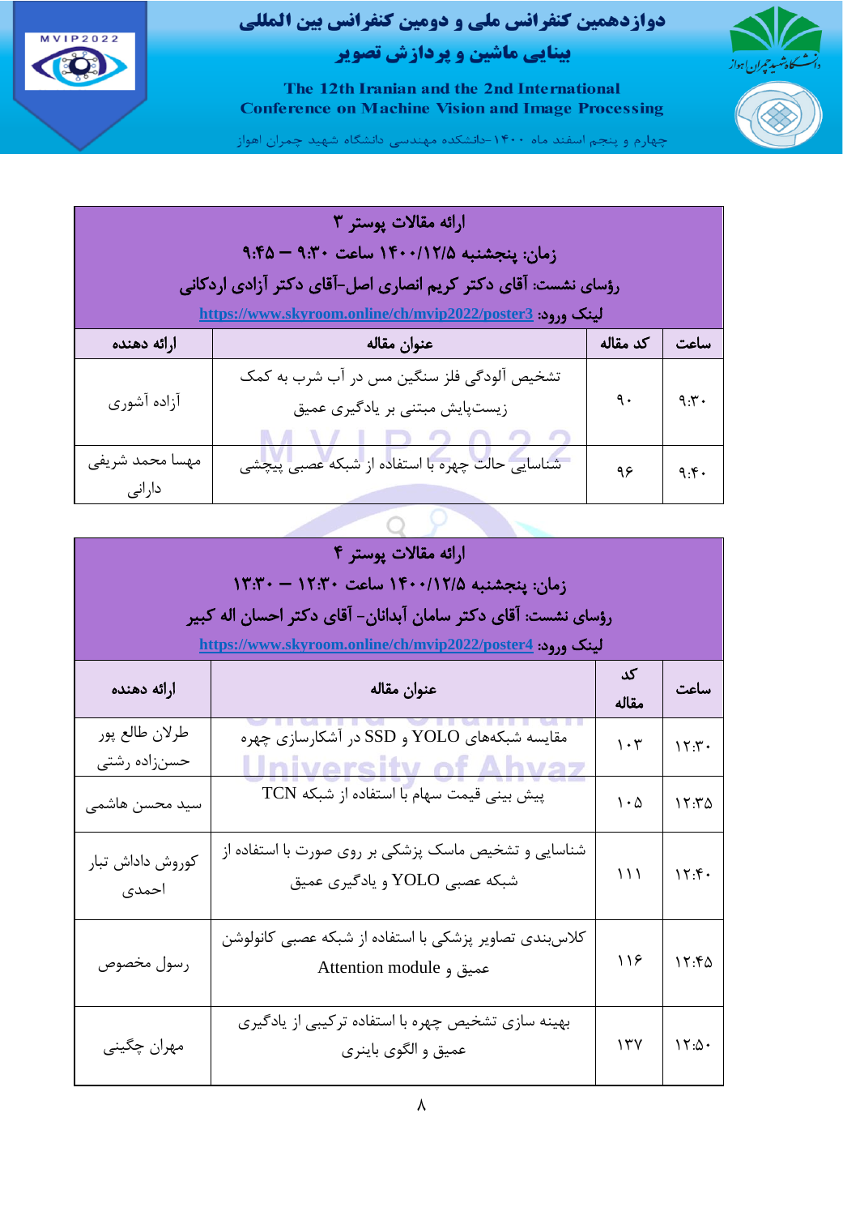| ارائه مقالات پوستر ۳ | | | |
|---|---|---|---|
| زمان: پنجشنبه ۱۴۰۰/۱۲/۵ ساعت ۹:۳۰ – ۹:۴۵ | | | |
| رؤسای نشست: آقای دکتر کریم انصاری اصل–آقای دکتر آزادی اردکانی | | | |
| لینک ورود: https://www.skyroom.online/ch/mvip2022/poster3 | | | |
| ساعت | کد مقاله | عنوان مقاله | ارائه دهنده |
| ۹:۳۰ | ۹۰ | تشخیص آلودگی فلز سنگین مس در آب شرب به کمک زیست‌پایش مبتنی بر یادگیری عمیق | آزاده آشوری |
| ۹:۴۰ | ۹۶ | شناسایی حالت چهره با استفاده از شبکه عصبی پیچشی | مهسا محمد شریفی دارانی |

| ارائه مقالات پوستر ۴ | | | |
|---|---|---|---|
| زمان: پنجشنبه ۱۴۰۰/۱۲/۵ ساعت ۱۲:۳۰ – ۱۳:۳۰ | | | |
| رؤسای نشست: آقای دکتر سامان آبدانان- آقای دکتر احسان اله کبیر | | | |
| لینک ورود: https://www.skyroom.online/ch/mvip2022/poster4 | | | |
| ساعت | کد مقاله | عنوان مقاله | ارائه دهنده |
| ۱۲:۳۰ | ۱۰۳ | مقایسه شبکه‌های YOLO و SSD در آشکارسازی چهره | طرلان طالع پور حسن‌زاده رشتی |
| ۱۲:۳۵ | ۱۰۵ | پیش بینی قیمت سهام با استفاده از شبکه TCN | سید محسن هاشمی |
| ۱۲:۴۰ | ۱۱۱ | شناسایی و تشخیص ماسک پزشکی بر روی صورت با استفاده از شبکه عصبی YOLO و یادگیری عمیق | کوروش داداش تبار احمدی |
| ۱۲:۴۵ | ۱۱۶ | کلاس‌بندی تصاویر پزشکی با استفاده از شبکه عصبی کانولوشن عمیق و Attention module | رسول مخصوص |
| ۱۲:۵۰ | ۱۳۷ | بهینه سازی تشخیص چهره با استفاده ترکیبی از یادگیری عمیق و الگوی باینری | مهران چگینی |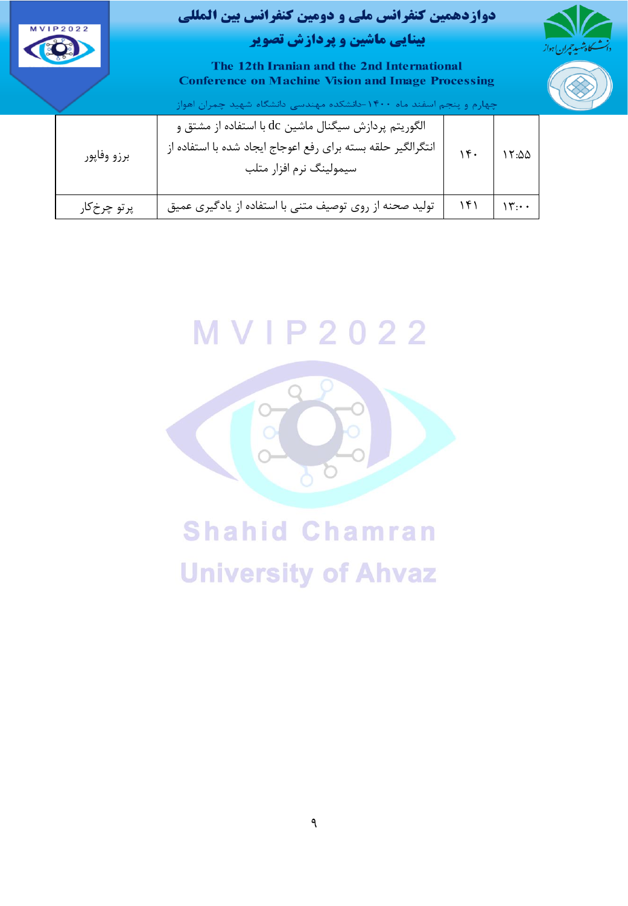| | | | |
|---|---|---|---|
| ۱۲:۵۵ | ۱۴۰ | الگوریتم پردازش سیگنال ماشین dc با استفاده از مشتق و انتگرالگیر حلقه بسته برای رفع اعوجاج ایجاد شده با استفاده از سیمولینگ نرم افزار متلب | برزو وفاپور |
| ۱۳:۰۰ | ۱۴۱ | تولید صحنه از روی توصیف متنی با استفاده از یادگیری عمیق | پرتو چرخکار |